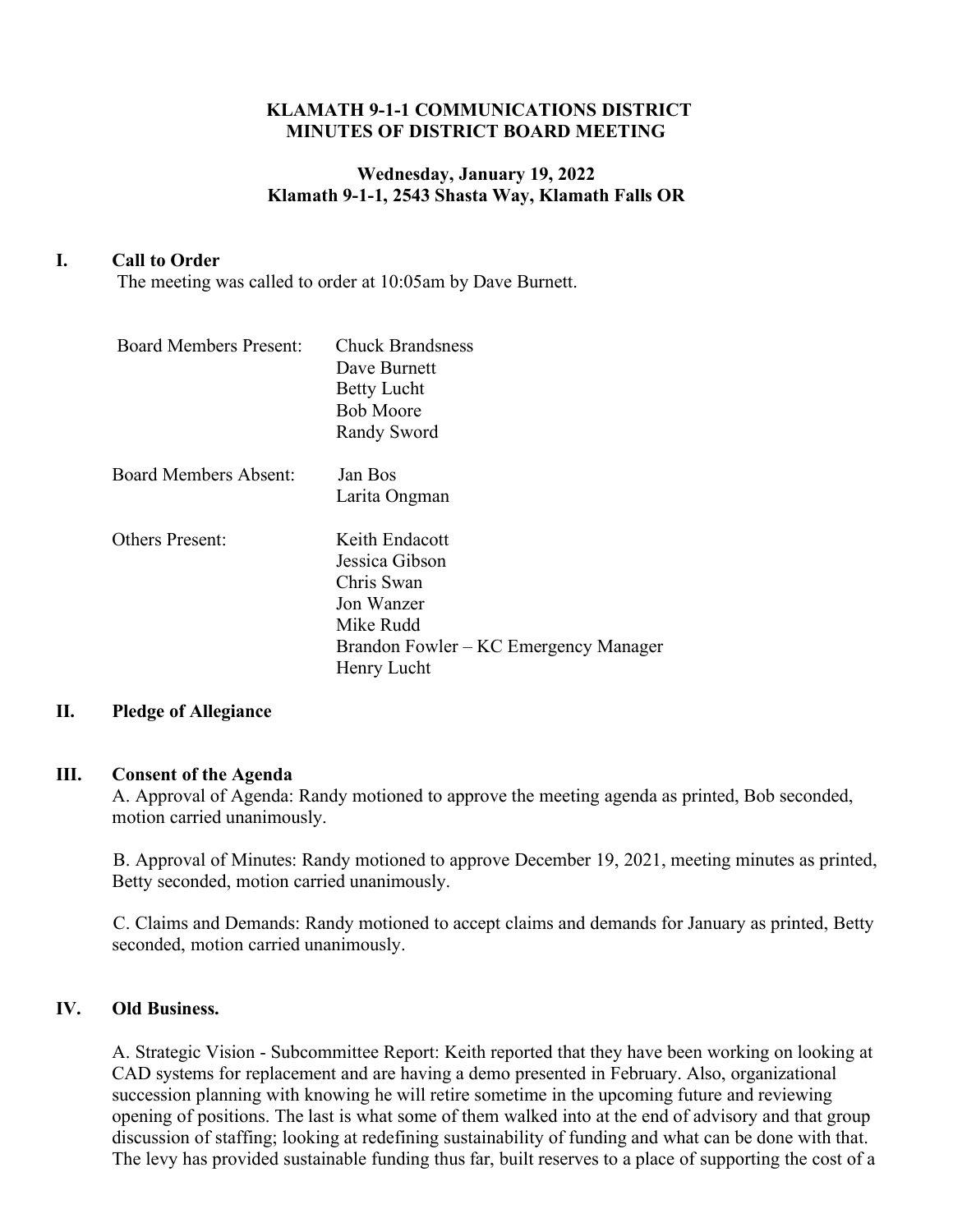**KLAMATH 9-1-1 COMMUNICATIONS DISTRICT**
**MINUTES OF DISTRICT BOARD MEETING**

**Wednesday, January 19, 2022**
**Klamath 9-1-1, 2543 Shasta Way, Klamath Falls OR**

## I. Call to Order

The meeting was called to order at 10:05am by Dave Burnett.

Board Members Present:
- Chuck Brandsness
- Dave Burnett
- Betty Lucht
- Bob Moore
- Randy Sword

Board Members Absent:
- Jan Bos
- Larita Ongman

Others Present:
- Keith Endacott
- Jessica Gibson
- Chris Swan
- Jon Wanzer
- Mike Rudd
- Brandon Fowler – KC Emergency Manager
- Henry Lucht

## II. Pledge of Allegiance

## III. Consent of the Agenda

A. Approval of Agenda: Randy motioned to approve the meeting agenda as printed, Bob seconded, motion carried unanimously.

B. Approval of Minutes: Randy motioned to approve December 19, 2021, meeting minutes as printed, Betty seconded, motion carried unanimously.

C. Claims and Demands: Randy motioned to accept claims and demands for January as printed, Betty seconded, motion carried unanimously.

## IV. Old Business.

A. Strategic Vision - Subcommittee Report: Keith reported that they have been working on looking at CAD systems for replacement and are having a demo presented in February. Also, organizational succession planning with knowing he will retire sometime in the upcoming future and reviewing opening of positions. The last is what some of them walked into at the end of advisory and that group discussion of staffing; looking at redefining sustainability of funding and what can be done with that. The levy has provided sustainable funding thus far, built reserves to a place of supporting the cost of a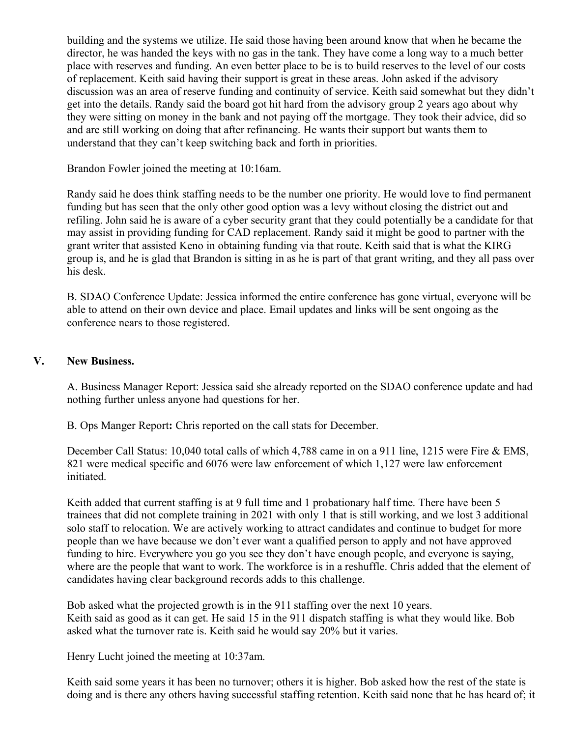building and the systems we utilize. He said those having been around know that when he became the director, he was handed the keys with no gas in the tank. They have come a long way to a much better place with reserves and funding. An even better place to be is to build reserves to the level of our costs of replacement. Keith said having their support is great in these areas. John asked if the advisory discussion was an area of reserve funding and continuity of service. Keith said somewhat but they didn't get into the details. Randy said the board got hit hard from the advisory group 2 years ago about why they were sitting on money in the bank and not paying off the mortgage. They took their advice, did so and are still working on doing that after refinancing. He wants their support but wants them to understand that they can't keep switching back and forth in priorities.

Brandon Fowler joined the meeting at 10:16am.

Randy said he does think staffing needs to be the number one priority. He would love to find permanent funding but has seen that the only other good option was a levy without closing the district out and refiling. John said he is aware of a cyber security grant that they could potentially be a candidate for that may assist in providing funding for CAD replacement. Randy said it might be good to partner with the grant writer that assisted Keno in obtaining funding via that route. Keith said that is what the KIRG group is, and he is glad that Brandon is sitting in as he is part of that grant writing, and they all pass over his desk.

B. SDAO Conference Update: Jessica informed the entire conference has gone virtual, everyone will be able to attend on their own device and place. Email updates and links will be sent ongoing as the conference nears to those registered.

## V. New Business.

A. Business Manager Report: Jessica said she already reported on the SDAO conference update and had nothing further unless anyone had questions for her.

B. Ops Manger Report**:** Chris reported on the call stats for December.

December Call Status: 10,040 total calls of which 4,788 came in on a 911 line, 1215 were Fire & EMS, 821 were medical specific and 6076 were law enforcement of which 1,127 were law enforcement initiated.

Keith added that current staffing is at 9 full time and 1 probationary half time. There have been 5 trainees that did not complete training in 2021 with only 1 that is still working, and we lost 3 additional solo staff to relocation. We are actively working to attract candidates and continue to budget for more people than we have because we don't ever want a qualified person to apply and not have approved funding to hire. Everywhere you go you see they don't have enough people, and everyone is saying, where are the people that want to work. The workforce is in a reshuffle. Chris added that the element of candidates having clear background records adds to this challenge.

Bob asked what the projected growth is in the 911 staffing over the next 10 years.
Keith said as good as it can get. He said 15 in the 911 dispatch staffing is what they would like. Bob asked what the turnover rate is. Keith said he would say 20% but it varies.

Henry Lucht joined the meeting at 10:37am.

Keith said some years it has been no turnover; others it is higher. Bob asked how the rest of the state is doing and is there any others having successful staffing retention. Keith said none that he has heard of; it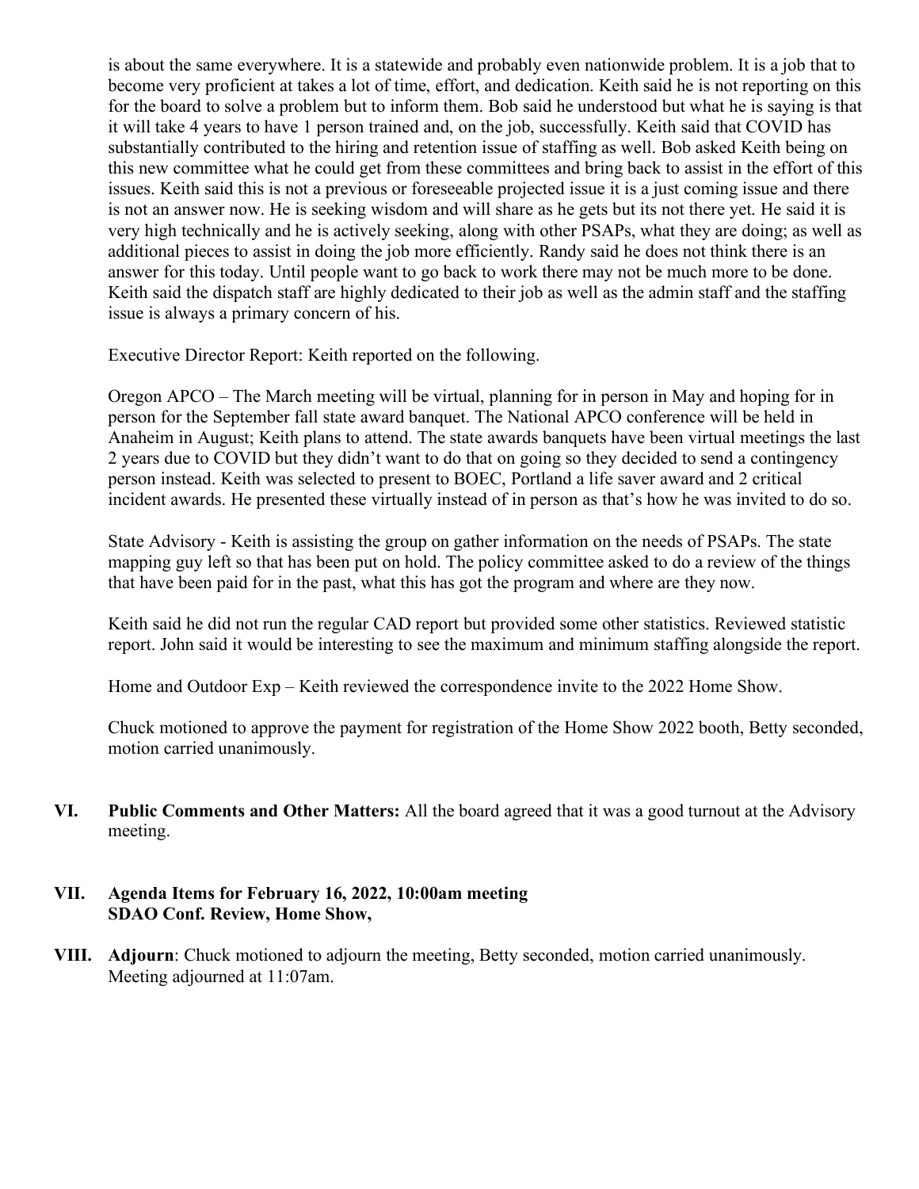is about the same everywhere. It is a statewide and probably even nationwide problem. It is a job that to become very proficient at takes a lot of time, effort, and dedication. Keith said he is not reporting on this for the board to solve a problem but to inform them. Bob said he understood but what he is saying is that it will take 4 years to have 1 person trained and, on the job, successfully. Keith said that COVID has substantially contributed to the hiring and retention issue of staffing as well. Bob asked Keith being on this new committee what he could get from these committees and bring back to assist in the effort of this issues. Keith said this is not a previous or foreseeable projected issue it is a just coming issue and there is not an answer now. He is seeking wisdom and will share as he gets but its not there yet. He said it is very high technically and he is actively seeking, along with other PSAPs, what they are doing; as well as additional pieces to assist in doing the job more efficiently. Randy said he does not think there is an answer for this today. Until people want to go back to work there may not be much more to be done. Keith said the dispatch staff are highly dedicated to their job as well as the admin staff and the staffing issue is always a primary concern of his.

Executive Director Report: Keith reported on the following.

Oregon APCO – The March meeting will be virtual, planning for in person in May and hoping for in person for the September fall state award banquet. The National APCO conference will be held in Anaheim in August; Keith plans to attend. The state awards banquets have been virtual meetings the last 2 years due to COVID but they didn't want to do that on going so they decided to send a contingency person instead. Keith was selected to present to BOEC, Portland a life saver award and 2 critical incident awards. He presented these virtually instead of in person as that's how he was invited to do so.

State Advisory - Keith is assisting the group on gather information on the needs of PSAPs. The state mapping guy left so that has been put on hold. The policy committee asked to do a review of the things that have been paid for in the past, what this has got the program and where are they now.

Keith said he did not run the regular CAD report but provided some other statistics. Reviewed statistic report. John said it would be interesting to see the maximum and minimum staffing alongside the report.

Home and Outdoor Exp – Keith reviewed the correspondence invite to the 2022 Home Show.

Chuck motioned to approve the payment for registration of the Home Show 2022 booth, Betty seconded, motion carried unanimously.

**VI. Public Comments and Other Matters:** All the board agreed that it was a good turnout at the Advisory meeting.

**VII. Agenda Items for February 16, 2022, 10:00am meeting**
**SDAO Conf. Review, Home Show,**

**VIII. Adjourn**: Chuck motioned to adjourn the meeting, Betty seconded, motion carried unanimously. Meeting adjourned at 11:07am.